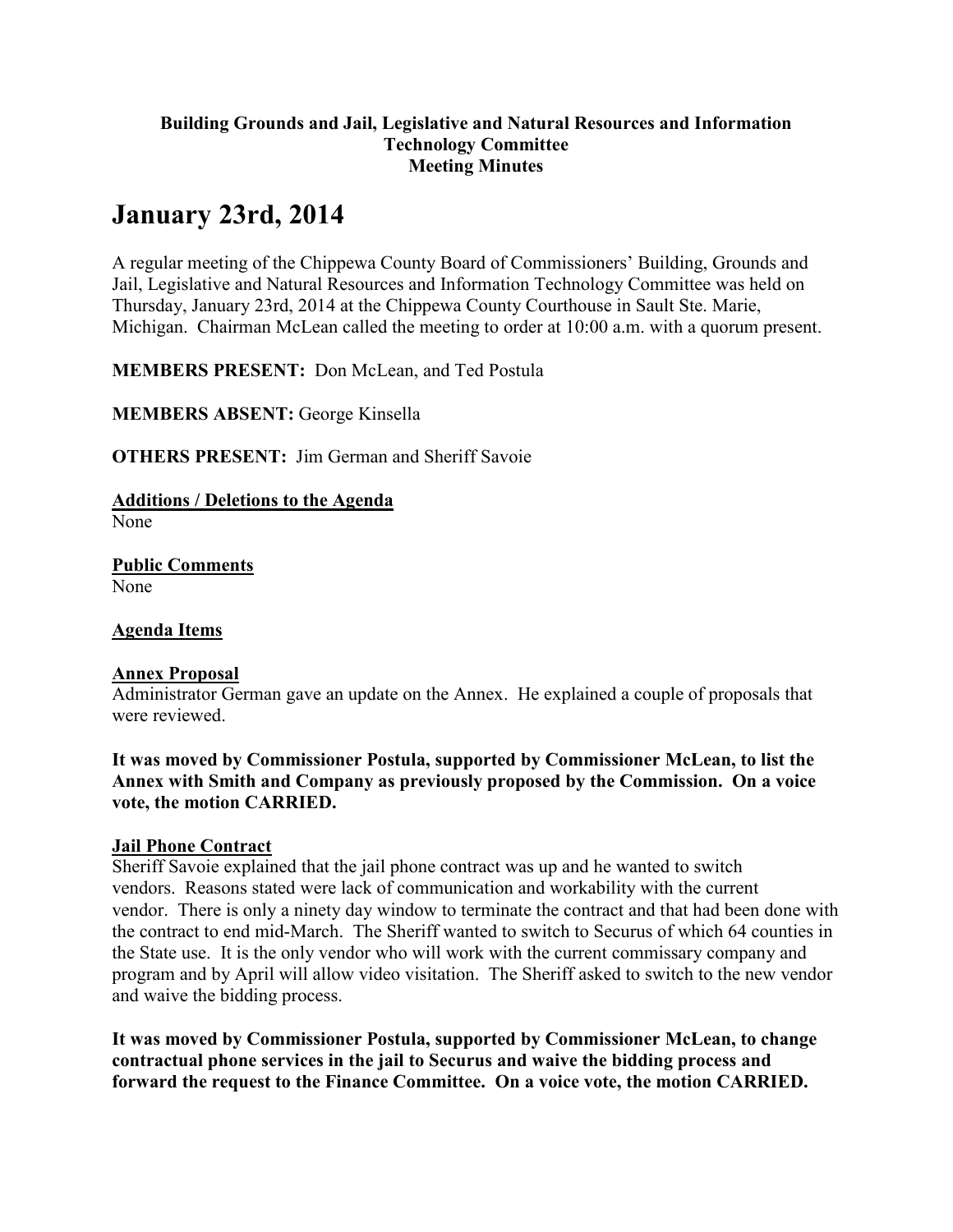**Building Grounds and Jail, Legislative and Natural Resources and Information Technology Committee**
**Meeting Minutes**

# January 23rd, 2014

A regular meeting of the Chippewa County Board of Commissioners' Building, Grounds and Jail, Legislative and Natural Resources and Information Technology Committee was held on Thursday, January 23rd, 2014 at the Chippewa County Courthouse in Sault Ste. Marie, Michigan. Chairman McLean called the meeting to order at 10:00 a.m. with a quorum present.

**MEMBERS PRESENT:** Don McLean, and Ted Postula

**MEMBERS ABSENT:** George Kinsella

**OTHERS PRESENT:** Jim German and Sheriff Savoie

**Additions / Deletions to the Agenda**
None

**Public Comments**
None

**Agenda Items**

**Annex Proposal**
Administrator German gave an update on the Annex. He explained a couple of proposals that were reviewed.

**It was moved by Commissioner Postula, supported by Commissioner McLean, to list the Annex with Smith and Company as previously proposed by the Commission. On a voice vote, the motion CARRIED.**

**Jail Phone Contract**
Sheriff Savoie explained that the jail phone contract was up and he wanted to switch vendors. Reasons stated were lack of communication and workability with the current vendor. There is only a ninety day window to terminate the contract and that had been done with the contract to end mid-March. The Sheriff wanted to switch to Securus of which 64 counties in the State use. It is the only vendor who will work with the current commissary company and program and by April will allow video visitation. The Sheriff asked to switch to the new vendor and waive the bidding process.

**It was moved by Commissioner Postula, supported by Commissioner McLean, to change contractual phone services in the jail to Securus and waive the bidding process and forward the request to the Finance Committee. On a voice vote, the motion CARRIED.**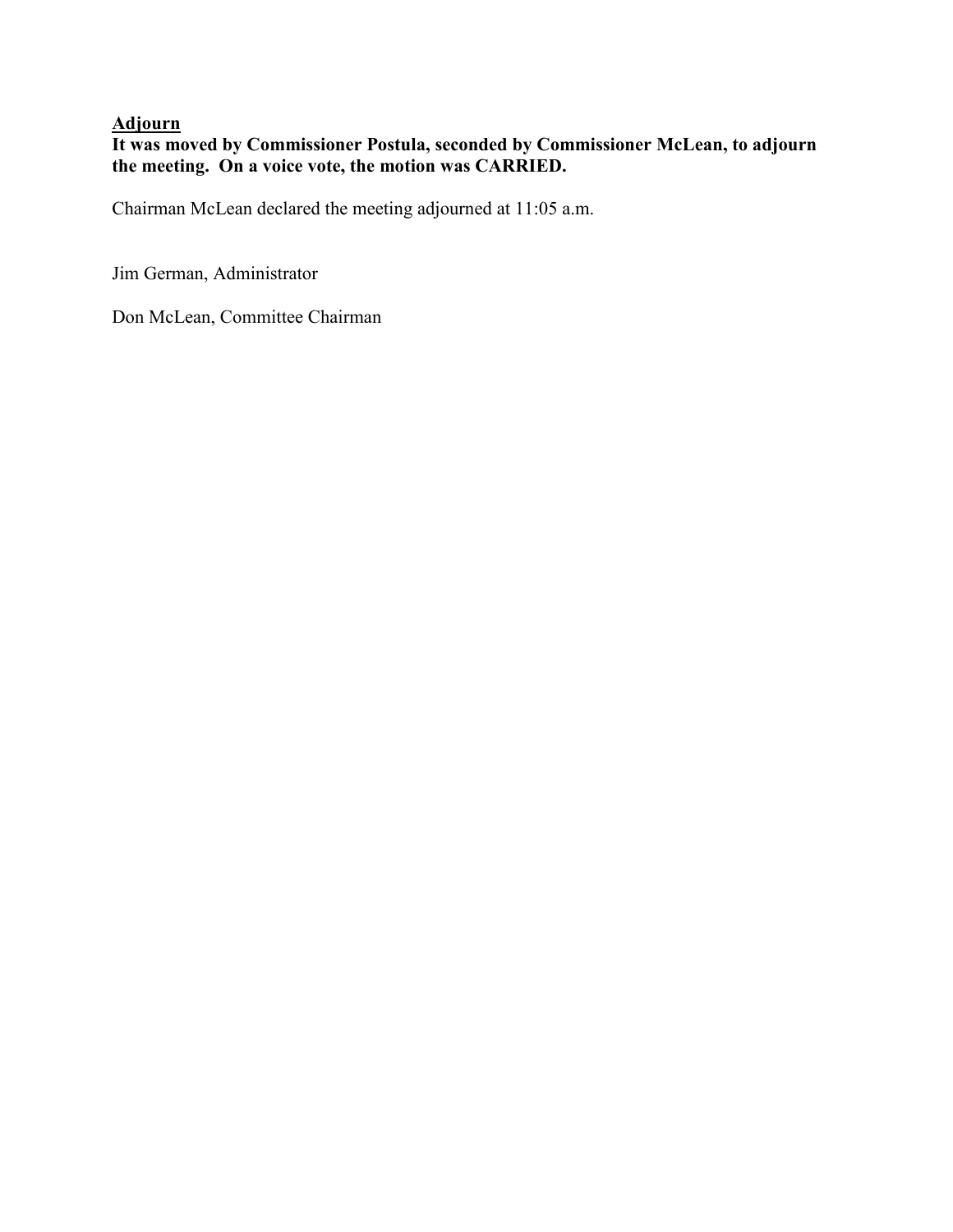**Adjourn**

**It was moved by Commissioner Postula, seconded by Commissioner McLean, to adjourn the meeting. On a voice vote, the motion was CARRIED.**

Chairman McLean declared the meeting adjourned at 11:05 a.m.

Jim German, Administrator

Don McLean, Committee Chairman